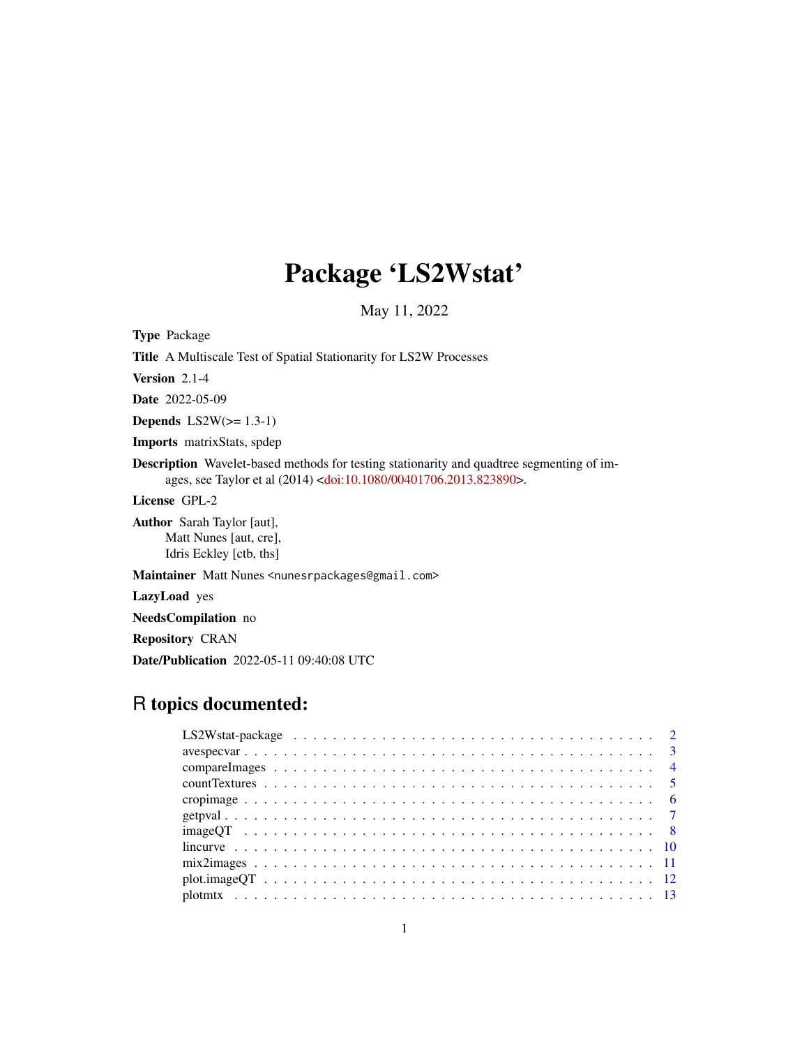# Package 'LS2Wstat'

May 11, 2022

**Type** Package

**Title** A Multiscale Test of Spatial Stationarity for LS2W Processes

**Version** 2.1-4

**Date** 2022-05-09

**Depends** LS2W(>= 1.3-1)

**Imports** matrixStats, spdep

**Description** Wavelet-based methods for testing stationarity and quadtree segmenting of images, see Taylor et al (2014) <doi:10.1080/00401706.2013.823890>.

**License** GPL-2

**Author** Sarah Taylor [aut],
Matt Nunes [aut, cre],
Idris Eckley [ctb, ths]

**Maintainer** Matt Nunes <nunesrpackages@gmail.com>

**LazyLoad** yes

**NeedsCompilation** no

**Repository** CRAN

**Date/Publication** 2022-05-11 09:40:08 UTC

## R topics documented:

| | |
|---|---|
| LS2Wstat-package | 2 |
| avespecvar | 3 |
| compareImages | 4 |
| countTextures | 5 |
| cropimage | 6 |
| getpval | 7 |
| imageQT | 8 |
| lincurve | 10 |
| mix2images | 11 |
| plot.imageQT | 12 |
| plotmtx | 13 |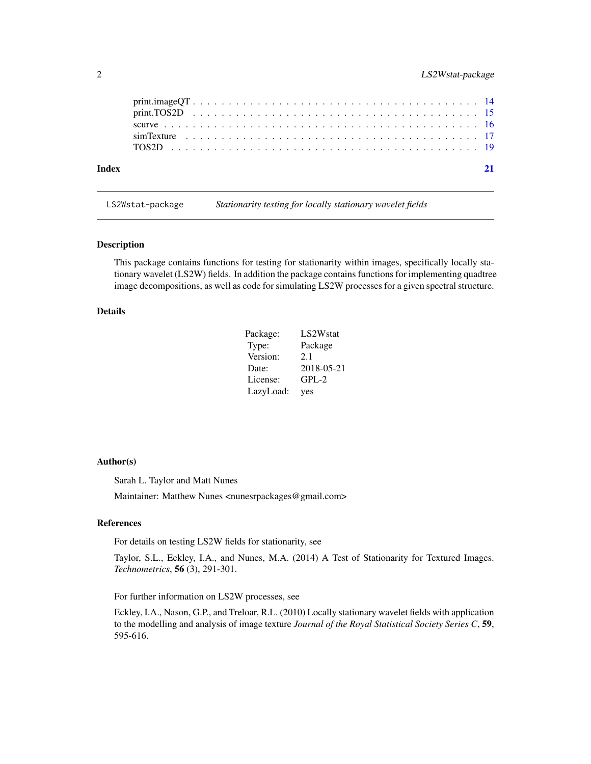print.imageQT . . . . . . . . . . . . . . . . . . . . . . . . . . . . . . . . . . . . . 14
print.TOS2D . . . . . . . . . . . . . . . . . . . . . . . . . . . . . . . . . . . . . . 15
scurve . . . . . . . . . . . . . . . . . . . . . . . . . . . . . . . . . . . . . . . . . 16
simTexture . . . . . . . . . . . . . . . . . . . . . . . . . . . . . . . . . . . . . . . 17
TOS2D . . . . . . . . . . . . . . . . . . . . . . . . . . . . . . . . . . . . . . . . . 19

**Index** **21**

---

`LS2Wstat-package` *Stationarity testing for locally stationary wavelet fields*

---

## Description

This package contains functions for testing for stationarity within images, specifically locally stationary wavelet (LS2W) fields. In addition the package contains functions for implementing quadtree image decompositions, as well as code for simulating LS2W processes for a given spectral structure.

## Details

| | |
|---|---|
| Package: | LS2Wstat |
| Type: | Package |
| Version: | 2.1 |
| Date: | 2018-05-21 |
| License: | GPL-2 |
| LazyLoad: | yes |

## Author(s)

Sarah L. Taylor and Matt Nunes

Maintainer: Matthew Nunes <nunesrpackages@gmail.com>

## References

For details on testing LS2W fields for stationarity, see

Taylor, S.L., Eckley, I.A., and Nunes, M.A. (2014) A Test of Stationarity for Textured Images. *Technometrics*, **56** (3), 291-301.

For further information on LS2W processes, see

Eckley, I.A., Nason, G.P., and Treloar, R.L. (2010) Locally stationary wavelet fields with application to the modelling and analysis of image texture *Journal of the Royal Statistical Society Series C*, **59**, 595-616.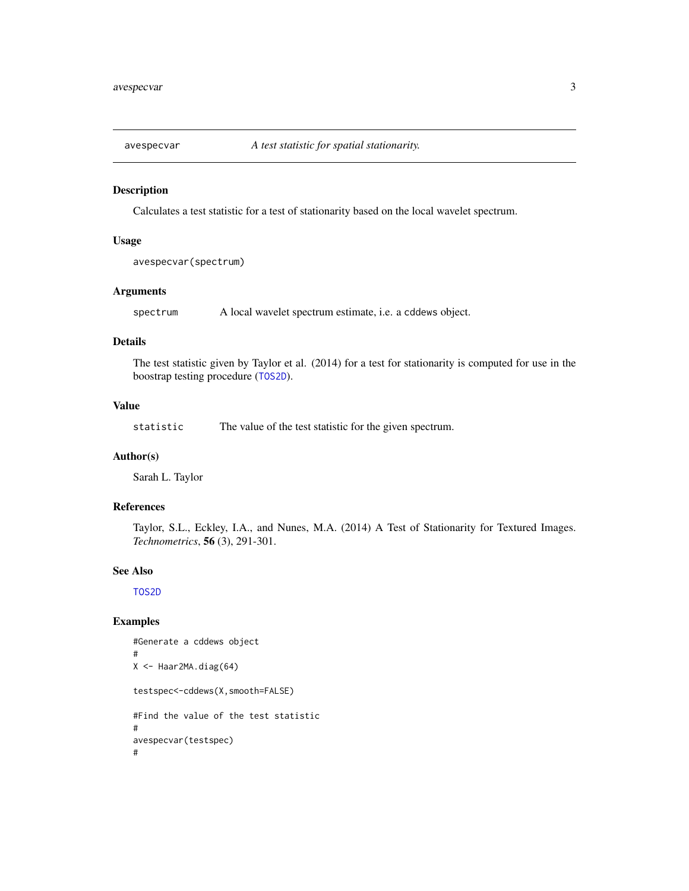avespecvar — *A test statistic for spatial stationarity.*

## Description

Calculates a test statistic for a test of stationarity based on the local wavelet spectrum.

## Usage

```
avespecvar(spectrum)
```

## Arguments

| | |
|---|---|
| `spectrum` | A local wavelet spectrum estimate, i.e. a cddews object. |

## Details

The test statistic given by Taylor et al. (2014) for a test for stationarity is computed for use in the boostrap testing procedure (TOS2D).

## Value

| | |
|---|---|
| `statistic` | The value of the test statistic for the given spectrum. |

## Author(s)

Sarah L. Taylor

## References

Taylor, S.L., Eckley, I.A., and Nunes, M.A. (2014) A Test of Stationarity for Textured Images. *Technometrics*, **56** (3), 291-301.

## See Also

TOS2D

## Examples

```
#Generate a cddews object
#
X <- Haar2MA.diag(64)

testspec<-cddews(X,smooth=FALSE)

#Find the value of the test statistic
#
avespecvar(testspec)
#
```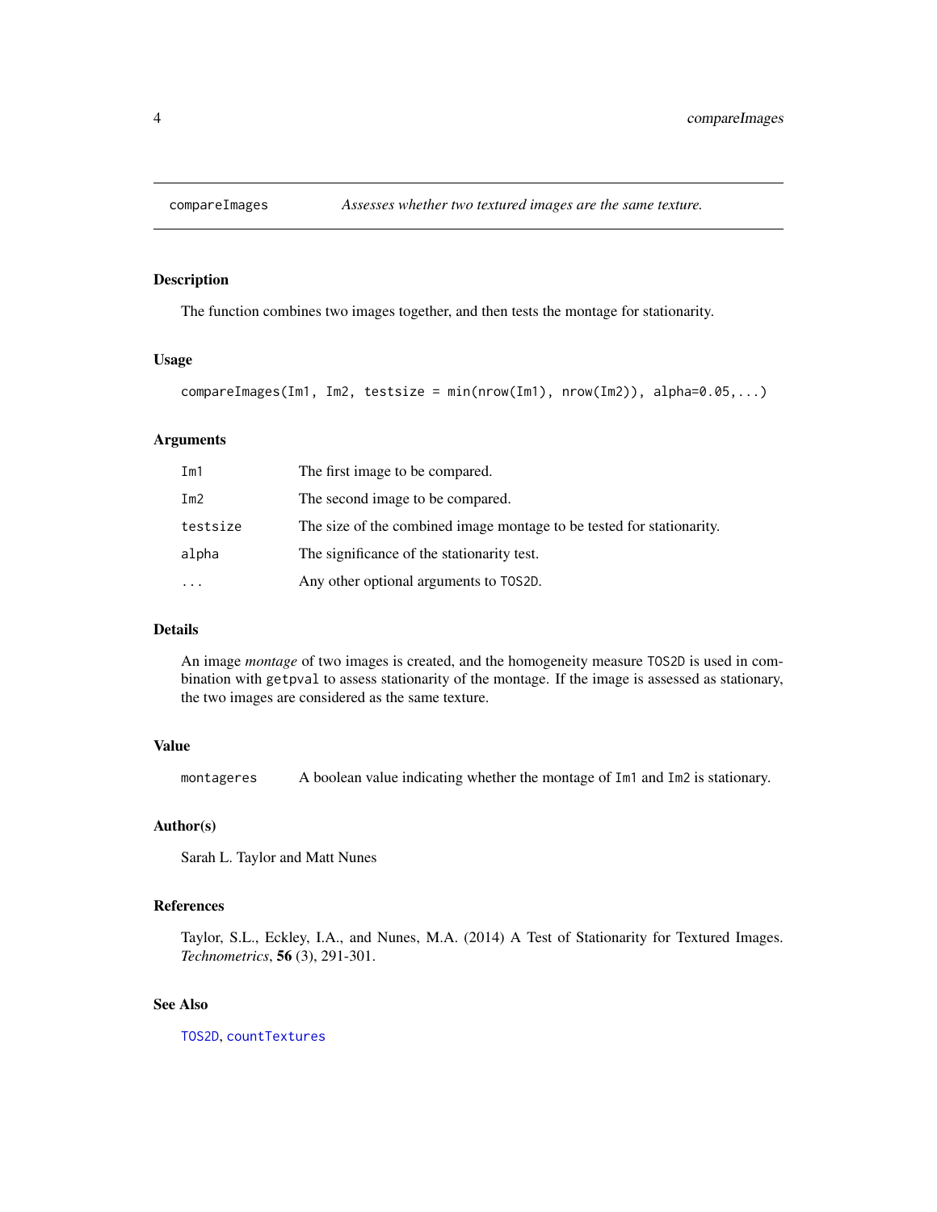# compareImages — *Assesses whether two textured images are the same texture.*

## Description

The function combines two images together, and then tests the montage for stationarity.

## Usage

```
compareImages(Im1, Im2, testsize = min(nrow(Im1), nrow(Im2)), alpha=0.05,...)
```

## Arguments

| | |
|---|---|
| `Im1` | The first image to be compared. |
| `Im2` | The second image to be compared. |
| `testsize` | The size of the combined image montage to be tested for stationarity. |
| `alpha` | The significance of the stationarity test. |
| `...` | Any other optional arguments to `TOS2D`. |

## Details

An image *montage* of two images is created, and the homogeneity measure `TOS2D` is used in combination with `getpval` to assess stationarity of the montage. If the image is assessed as stationary, the two images are considered as the same texture.

## Value

| | |
|---|---|
| `montageres` | A boolean value indicating whether the montage of `Im1` and `Im2` is stationary. |

## Author(s)

Sarah L. Taylor and Matt Nunes

## References

Taylor, S.L., Eckley, I.A., and Nunes, M.A. (2014) A Test of Stationarity for Textured Images. *Technometrics*, **56** (3), 291-301.

## See Also

`TOS2D`, `countTextures`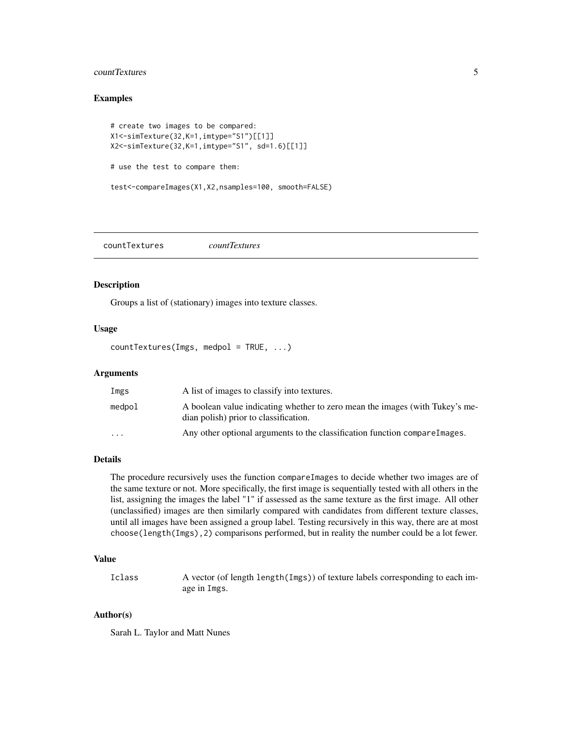### Examples

```
# create two images to be compared:
X1<-simTexture(32,K=1,imtype="S1")[[1]]
X2<-simTexture(32,K=1,imtype="S1", sd=1.6)[[1]]

# use the test to compare them:

test<-compareImages(X1,X2,nsamples=100, smooth=FALSE)
```

---

## countTextures &nbsp;&nbsp;&nbsp; *countTextures*

---

### Description

Groups a list of (stationary) images into texture classes.

### Usage

```
countTextures(Imgs, medpol = TRUE, ...)
```

### Arguments

| | |
|---|---|
| `Imgs` | A list of images to classify into textures. |
| `medpol` | A boolean value indicating whether to zero mean the images (with Tukey's median polish) prior to classification. |
| `...` | Any other optional arguments to the classification function `compareImages`. |

### Details

The procedure recursively uses the function `compareImages` to decide whether two images are of the same texture or not. More specifically, the first image is sequentially tested with all others in the list, assigning the images the label "1" if assessed as the same texture as the first image. All other (unclassified) images are then similarly compared with candidates from different texture classes, until all images have been assigned a group label. Testing recursively in this way, there are at most `choose(length(Imgs),2)` comparisons performed, but in reality the number could be a lot fewer.

### Value

| | |
|---|---|
| `Iclass` | A vector (of length `length(Imgs)`) of texture labels corresponding to each image in `Imgs`. |

### Author(s)

Sarah L. Taylor and Matt Nunes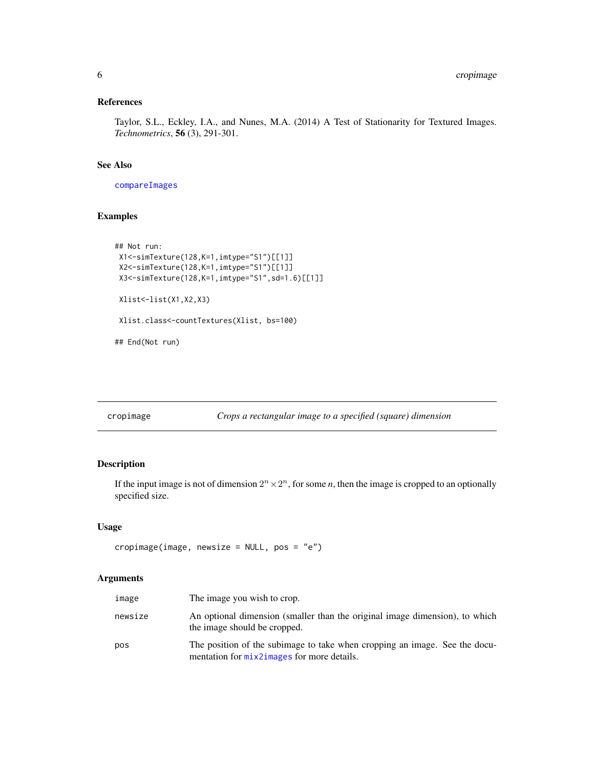### References

Taylor, S.L., Eckley, I.A., and Nunes, M.A. (2014) A Test of Stationarity for Textured Images. *Technometrics*, **56** (3), 291-301.

### See Also

compareImages

### Examples

```
## Not run:
 X1<-simTexture(128,K=1,imtype="S1")[[1]]
 X2<-simTexture(128,K=1,imtype="S1")[[1]]
 X3<-simTexture(128,K=1,imtype="S1",sd=1.6)[[1]]

 Xlist<-list(X1,X2,X3)

 Xlist.class<-countTextures(Xlist, bs=100)

## End(Not run)
```

---

## cropimage — *Crops a rectangular image to a specified (square) dimension*

### Description

If the input image is not of dimension $2^n \times 2^n$, for some *n*, then the image is cropped to an optionally specified size.

### Usage

```
cropimage(image, newsize = NULL, pos = "e")
```

### Arguments

| | |
|---|---|
| image | The image you wish to crop. |
| newsize | An optional dimension (smaller than the original image dimension), to which the image should be cropped. |
| pos | The position of the subimage to take when cropping an image. See the documentation for mix2images for more details. |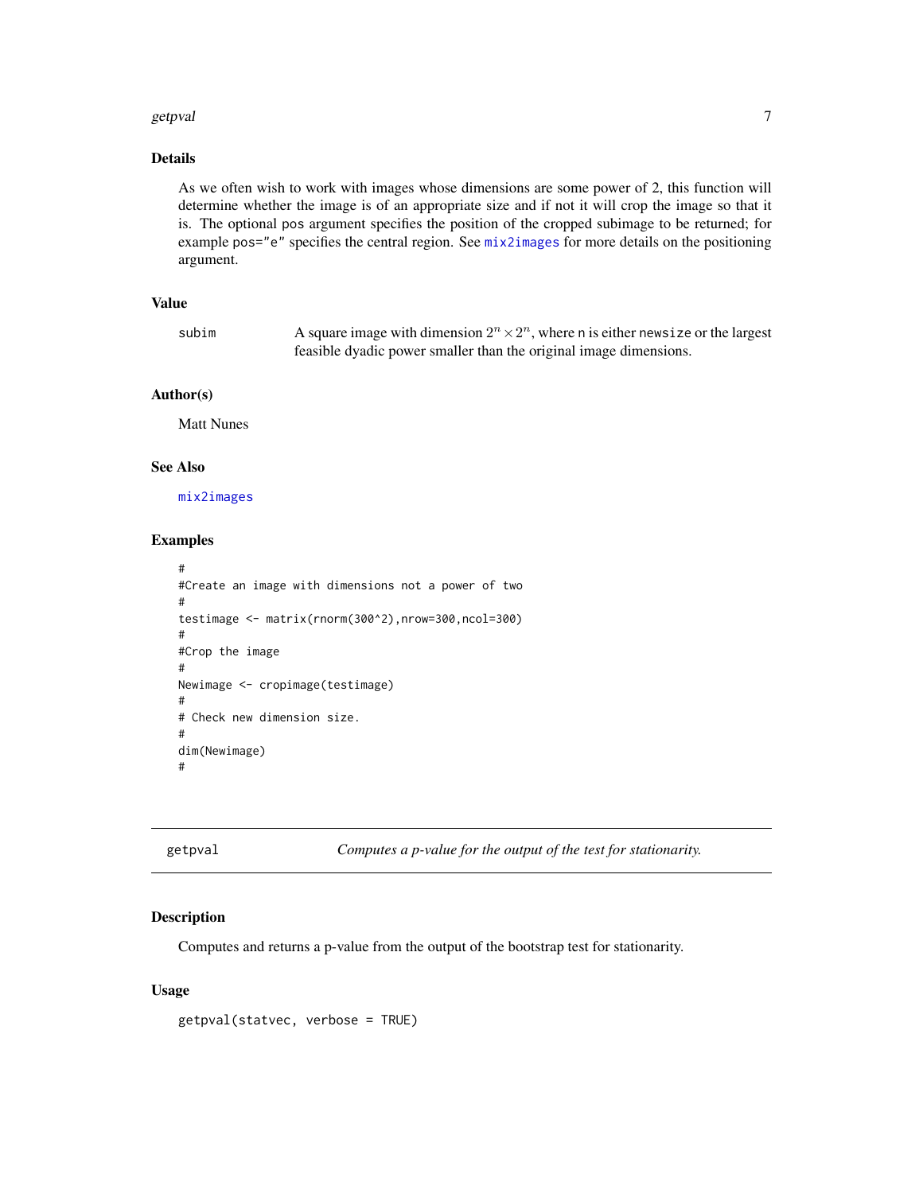### Details

As we often wish to work with images whose dimensions are some power of 2, this function will determine whether the image is of an appropriate size and if not it will crop the image so that it is. The optional pos argument specifies the position of the cropped subimage to be returned; for example pos="e" specifies the central region. See mix2images for more details on the positioning argument.

### Value

subim — A square image with dimension $2^n \times 2^n$, where n is either newsize or the largest feasible dyadic power smaller than the original image dimensions.

### Author(s)

Matt Nunes

### See Also

mix2images

### Examples

```
#
#Create an image with dimensions not a power of two
#
testimage <- matrix(rnorm(300^2),nrow=300,ncol=300)
#
#Crop the image
#
Newimage <- cropimage(testimage)
#
# Check new dimension size.
#
dim(Newimage)
#
```

---

## getpval — *Computes a p-value for the output of the test for stationarity.*

### Description

Computes and returns a p-value from the output of the bootstrap test for stationarity.

### Usage

```
getpval(statvec, verbose = TRUE)
```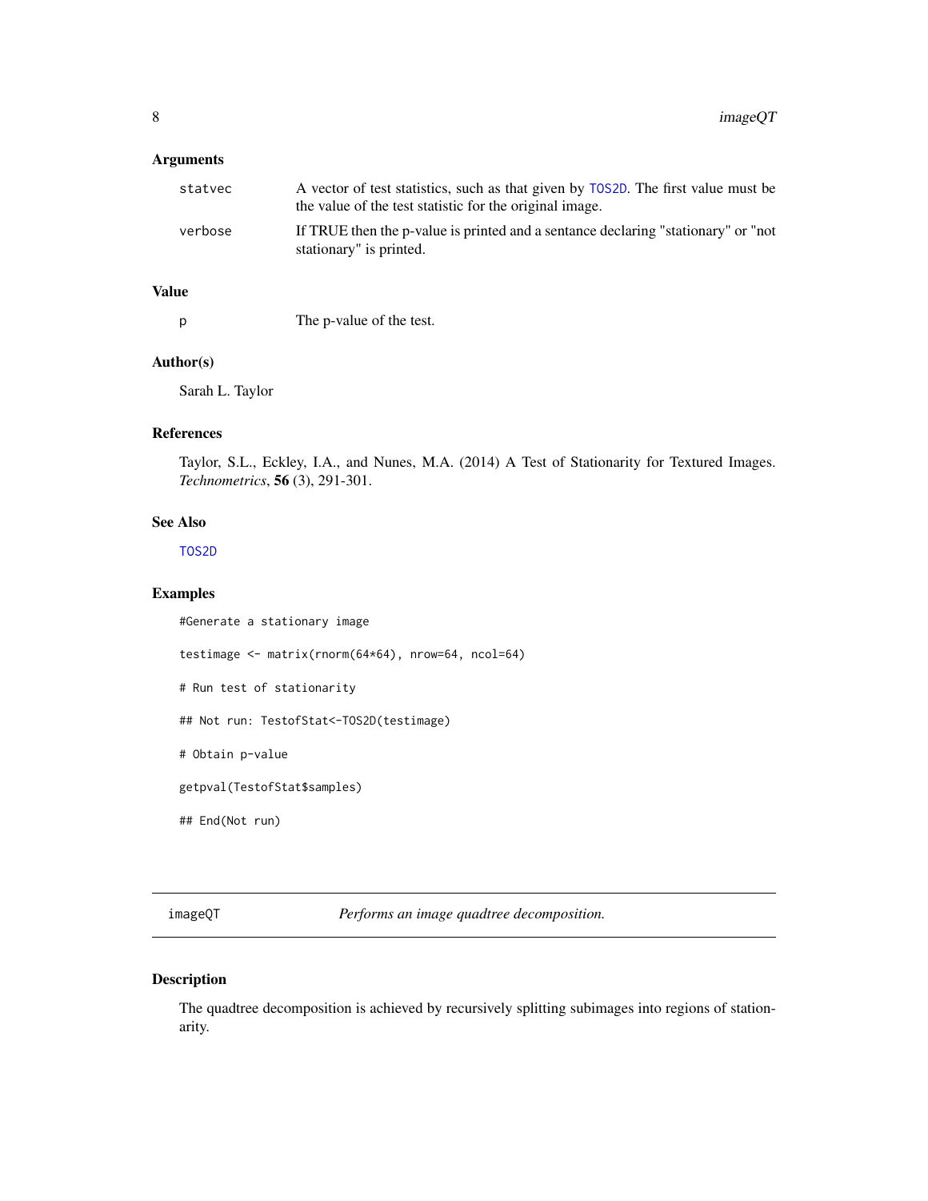### Arguments

| | |
|---|---|
| statvec | A vector of test statistics, such as that given by TOS2D. The first value must be the value of the test statistic for the original image. |
| verbose | If TRUE then the p-value is printed and a sentance declaring "stationary" or "not stationary" is printed. |

### Value

| | |
|---|---|
| p | The p-value of the test. |

### Author(s)

Sarah L. Taylor

### References

Taylor, S.L., Eckley, I.A., and Nunes, M.A. (2014) A Test of Stationarity for Textured Images. *Technometrics*, **56** (3), 291-301.

### See Also

TOS2D

### Examples

```
#Generate a stationary image

testimage <- matrix(rnorm(64*64), nrow=64, ncol=64)

# Run test of stationarity

## Not run: TestofStat<-TOS2D(testimage)

# Obtain p-value

getpval(TestofStat$samples)

## End(Not run)
```

---

## imageQT — *Performs an image quadtree decomposition.*

### Description

The quadtree decomposition is achieved by recursively splitting subimages into regions of stationarity.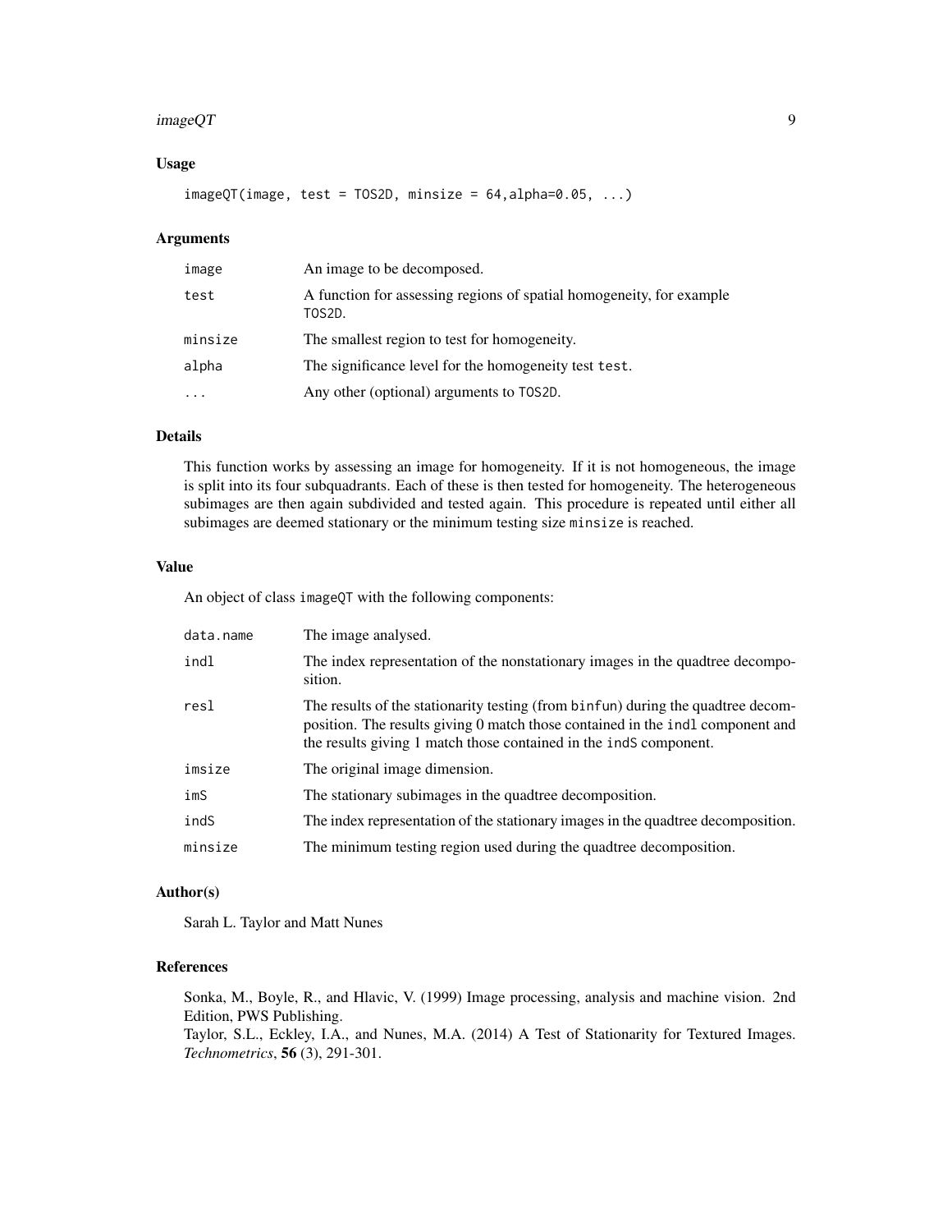### Usage

```
imageQT(image, test = TOS2D, minsize = 64,alpha=0.05, ...)
```

### Arguments

| | |
|---|---|
| image | An image to be decomposed. |
| test | A function for assessing regions of spatial homogeneity, for example TOS2D. |
| minsize | The smallest region to test for homogeneity. |
| alpha | The significance level for the homogeneity test test. |
| ... | Any other (optional) arguments to TOS2D. |

### Details

This function works by assessing an image for homogeneity. If it is not homogeneous, the image is split into its four subquadrants. Each of these is then tested for homogeneity. The heterogeneous subimages are then again subdivided and tested again. This procedure is repeated until either all subimages are deemed stationary or the minimum testing size minsize is reached.

### Value

An object of class imageQT with the following components:

| | |
|---|---|
| data.name | The image analysed. |
| indl | The index representation of the nonstationary images in the quadtree decomposition. |
| resl | The results of the stationarity testing (from binfun) during the quadtree decomposition. The results giving 0 match those contained in the indl component and the results giving 1 match those contained in the indS component. |
| imsize | The original image dimension. |
| imS | The stationary subimages in the quadtree decomposition. |
| indS | The index representation of the stationary images in the quadtree decomposition. |
| minsize | The minimum testing region used during the quadtree decomposition. |

### Author(s)

Sarah L. Taylor and Matt Nunes

### References

Sonka, M., Boyle, R., and Hlavic, V. (1999) Image processing, analysis and machine vision. 2nd Edition, PWS Publishing.

Taylor, S.L., Eckley, I.A., and Nunes, M.A. (2014) A Test of Stationarity for Textured Images. *Technometrics*, **56** (3), 291-301.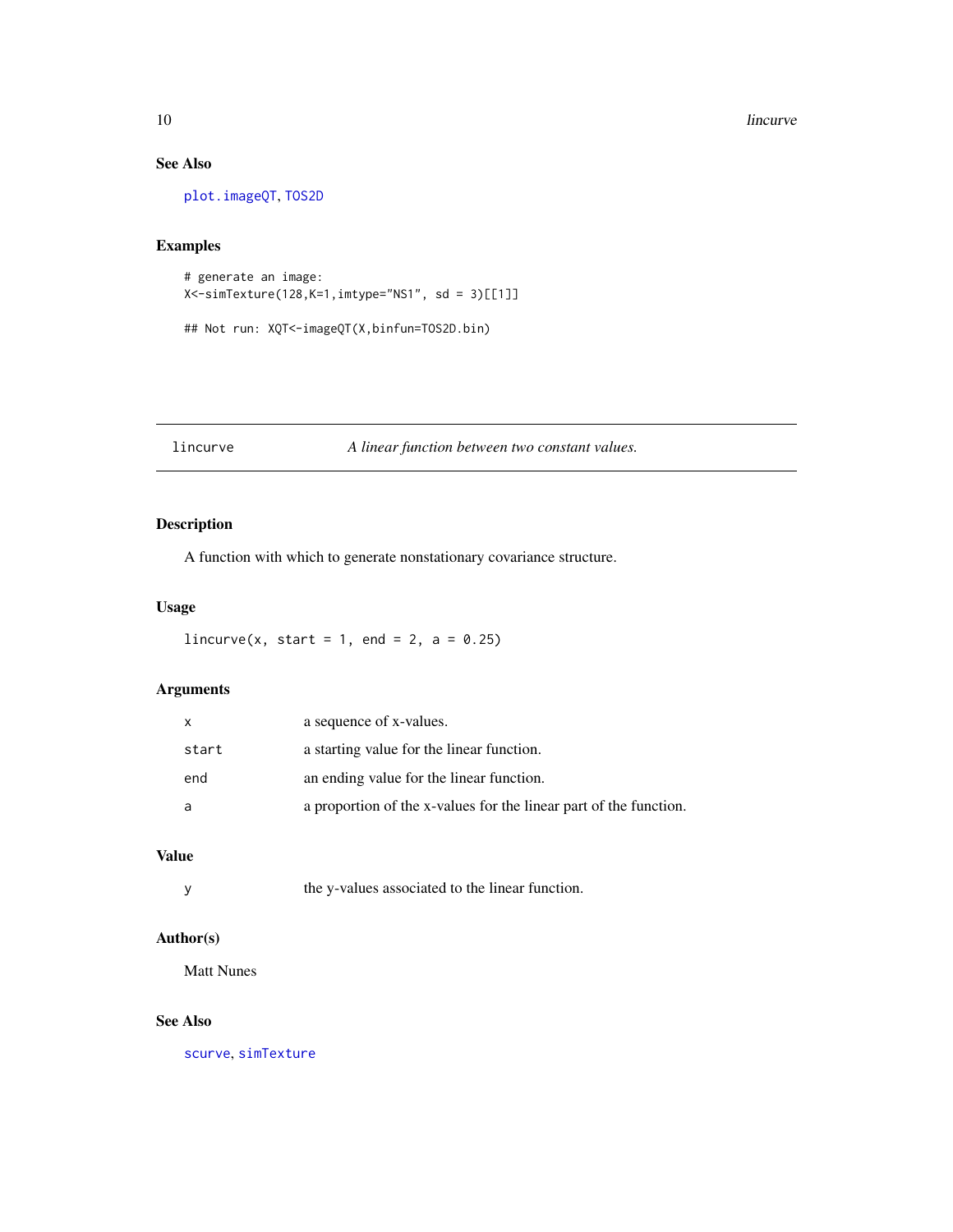### See Also

plot.imageQT, TOS2D

### Examples

```
# generate an image:
X<-simTexture(128,K=1,imtype="NS1", sd = 3)[[1]]

## Not run: XQT<-imageQT(X,binfun=TOS2D.bin)
```

---

## lincurve — *A linear function between two constant values.*

---

### Description

A function with which to generate nonstationary covariance structure.

### Usage

```
lincurve(x, start = 1, end = 2, a = 0.25)
```

### Arguments

| | |
|---|---|
| x | a sequence of x-values. |
| start | a starting value for the linear function. |
| end | an ending value for the linear function. |
| a | a proportion of the x-values for the linear part of the function. |

### Value

| | |
|---|---|
| y | the y-values associated to the linear function. |

### Author(s)

Matt Nunes

### See Also

scurve, simTexture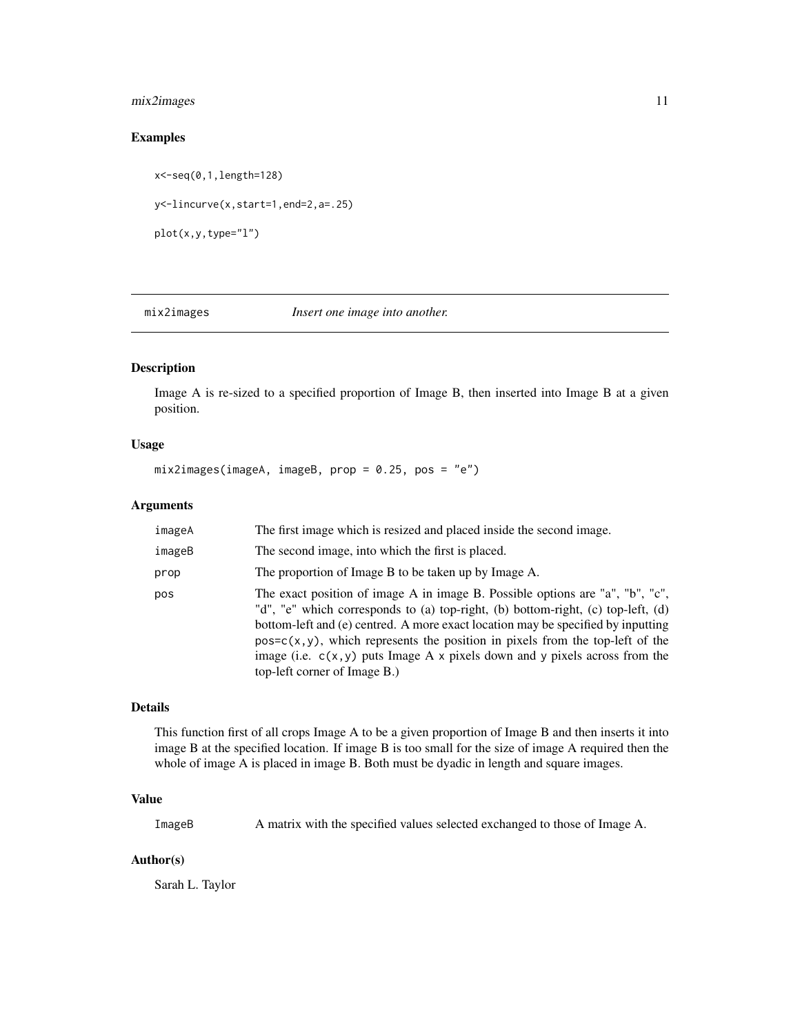## Examples

```
x<-seq(0,1,length=128)

y<-lincurve(x,start=1,end=2,a=.25)

plot(x,y,type="l")
```

---

## mix2images *Insert one image into another.*

---

### Description

Image A is re-sized to a specified proportion of Image B, then inserted into Image B at a given position.

### Usage

```
mix2images(imageA, imageB, prop = 0.25, pos = "e")
```

### Arguments

| | |
|---|---|
| imageA | The first image which is resized and placed inside the second image. |
| imageB | The second image, into which the first is placed. |
| prop | The proportion of Image B to be taken up by Image A. |
| pos | The exact position of image A in image B. Possible options are "a", "b", "c", "d", "e" which corresponds to (a) top-right, (b) bottom-right, (c) top-left, (d) bottom-left and (e) centred. A more exact location may be specified by inputting `pos=c(x,y)`, which represents the position in pixels from the top-left of the image (i.e. `c(x,y)` puts Image A `x` pixels down and `y` pixels across from the top-left corner of Image B.) |

### Details

This function first of all crops Image A to be a given proportion of Image B and then inserts it into image B at the specified location. If image B is too small for the size of image A required then the whole of image A is placed in image B. Both must be dyadic in length and square images.

### Value

| | |
|---|---|
| ImageB | A matrix with the specified values selected exchanged to those of Image A. |

### Author(s)

Sarah L. Taylor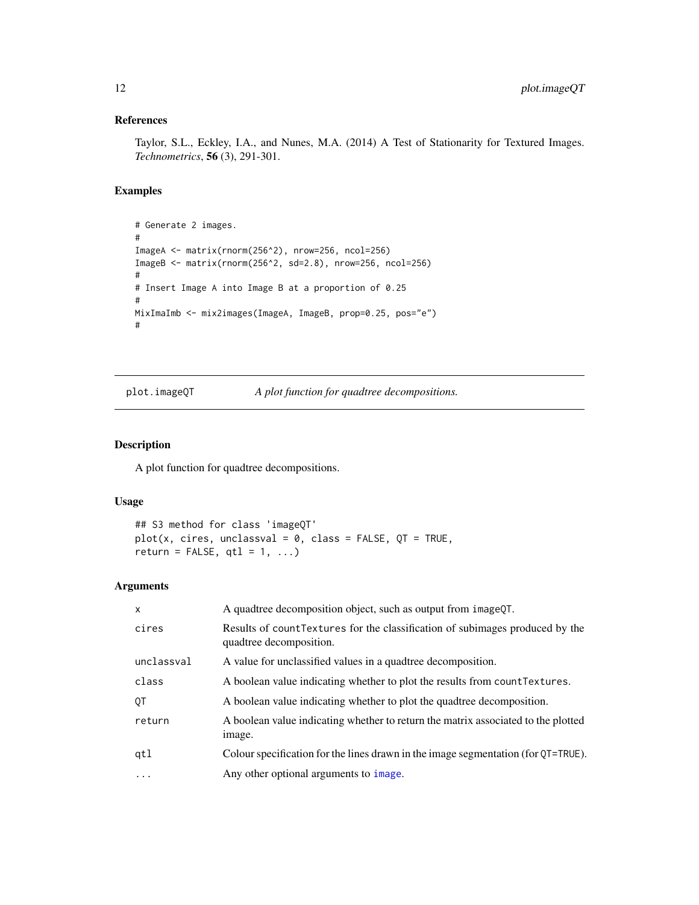### References

Taylor, S.L., Eckley, I.A., and Nunes, M.A. (2014) A Test of Stationarity for Textured Images. *Technometrics*, **56** (3), 291-301.

### Examples

```
# Generate 2 images.
#
ImageA <- matrix(rnorm(256^2), nrow=256, ncol=256)
ImageB <- matrix(rnorm(256^2, sd=2.8), nrow=256, ncol=256)
#
# Insert Image A into Image B at a proportion of 0.25
#
MixImaImb <- mix2images(ImageA, ImageB, prop=0.25, pos="e")
#
```

---

## plot.imageQT — *A plot function for quadtree decompositions.*

### Description

A plot function for quadtree decompositions.

### Usage

```
## S3 method for class 'imageQT'
plot(x, cires, unclassval = 0, class = FALSE, QT = TRUE,
return = FALSE, qtl = 1, ...)
```

### Arguments

| | |
|---|---|
| `x` | A quadtree decomposition object, such as output from `imageQT`. |
| `cires` | Results of `countTextures` for the classification of subimages produced by the quadtree decomposition. |
| `unclassval` | A value for unclassified values in a quadtree decomposition. |
| `class` | A boolean value indicating whether to plot the results from `countTextures`. |
| `QT` | A boolean value indicating whether to plot the quadtree decomposition. |
| `return` | A boolean value indicating whether to return the matrix associated to the plotted image. |
| `qtl` | Colour specification for the lines drawn in the image segmentation (for `QT=TRUE`). |
| `...` | Any other optional arguments to `image`. |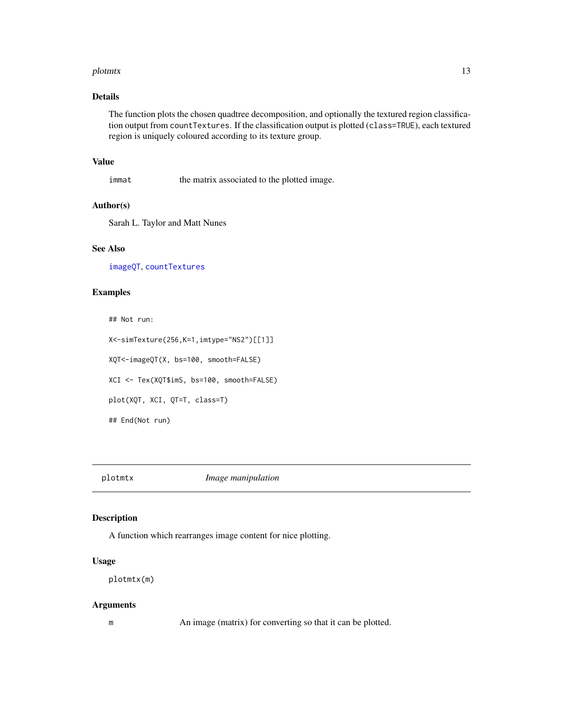### Details

The function plots the chosen quadtree decomposition, and optionally the textured region classification output from countTextures. If the classification output is plotted (class=TRUE), each textured region is uniquely coloured according to its texture group.

### Value

immat the matrix associated to the plotted image.

### Author(s)

Sarah L. Taylor and Matt Nunes

### See Also

imageQT, countTextures

### Examples

```
## Not run:

X<-simTexture(256,K=1,imtype="NS2")[[1]]

XQT<-imageQT(X, bs=100, smooth=FALSE)

XCI <- Tex(XQT$imS, bs=100, smooth=FALSE)

plot(XQT, XCI, QT=T, class=T)

## End(Not run)
```

---

## plotmtx *Image manipulation*

---

### Description

A function which rearranges image content for nice plotting.

### Usage

```
plotmtx(m)
```

### Arguments

m An image (matrix) for converting so that it can be plotted.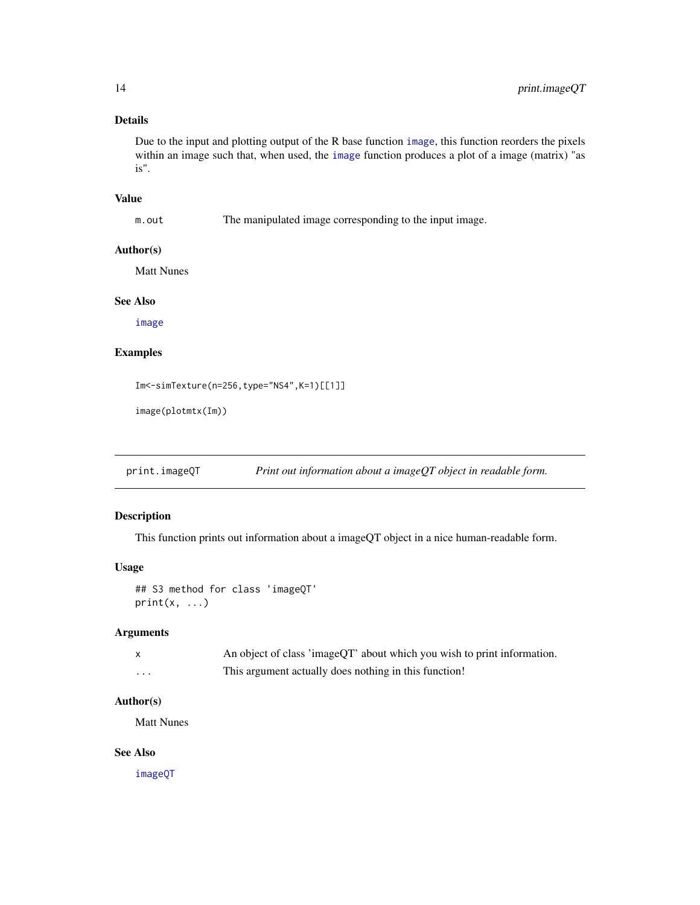### Details

Due to the input and plotting output of the R base function `image`, this function reorders the pixels within an image such that, when used, the `image` function produces a plot of a image (matrix) "as is".

### Value

| | |
|---|---|
| `m.out` | The manipulated image corresponding to the input image. |

### Author(s)

Matt Nunes

### See Also

`image`

### Examples

```
Im<-simTexture(n=256,type="NS4",K=1)[[1]]

image(plotmtx(Im))
```

---

## print.imageQT — *Print out information about a imageQT object in readable form.*

### Description

This function prints out information about a imageQT object in a nice human-readable form.

### Usage

```
## S3 method for class 'imageQT'
print(x, ...)
```

### Arguments

| | |
|---|---|
| `x` | An object of class 'imageQT' about which you wish to print information. |
| `...` | This argument actually does nothing in this function! |

### Author(s)

Matt Nunes

### See Also

`imageQT`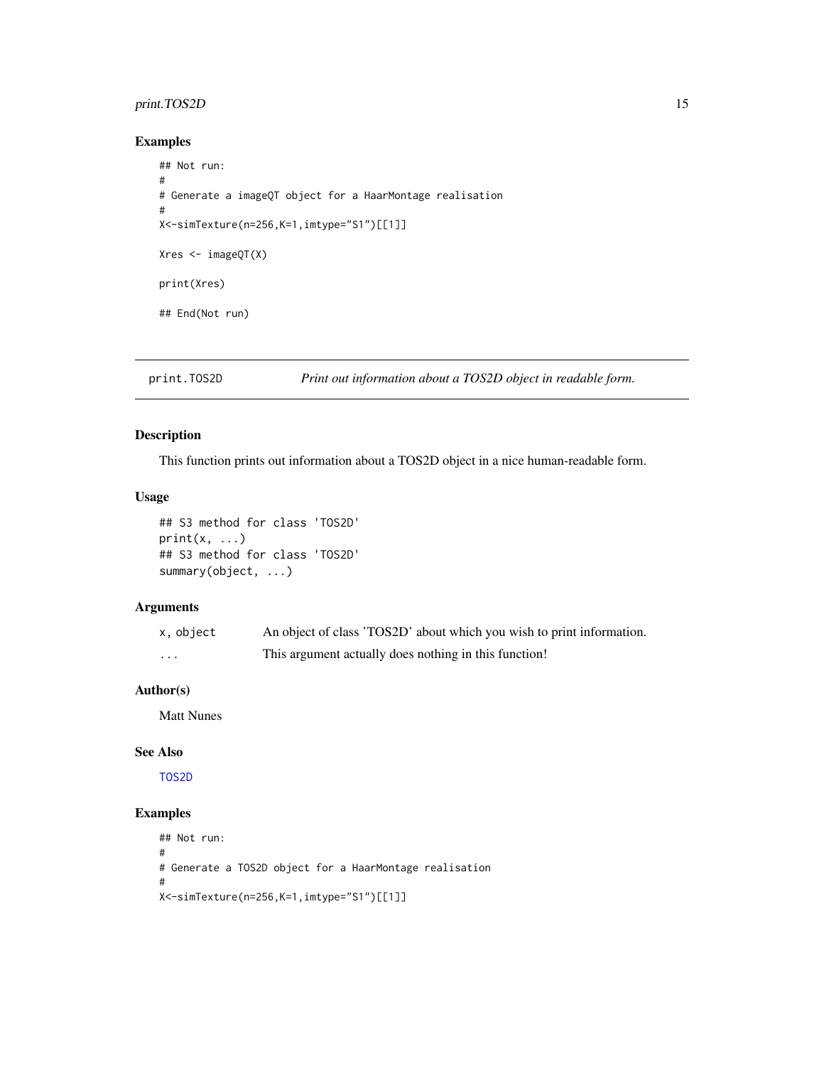## Examples

```
## Not run:
#
# Generate a imageQT object for a HaarMontage realisation
#
X<-simTexture(n=256,K=1,imtype="S1")[[1]]

Xres <- imageQT(X)

print(Xres)

## End(Not run)
```

---

`print.TOS2D` *Print out information about a TOS2D object in readable form.*

---

## Description

This function prints out information about a TOS2D object in a nice human-readable form.

## Usage

```
## S3 method for class 'TOS2D'
print(x, ...)
## S3 method for class 'TOS2D'
summary(object, ...)
```

## Arguments

| | |
|---|---|
| `x, object` | An object of class 'TOS2D' about which you wish to print information. |
| `...` | This argument actually does nothing in this function! |

## Author(s)

Matt Nunes

## See Also

TOS2D

## Examples

```
## Not run:
#
# Generate a TOS2D object for a HaarMontage realisation
#
X<-simTexture(n=256,K=1,imtype="S1")[[1]]
```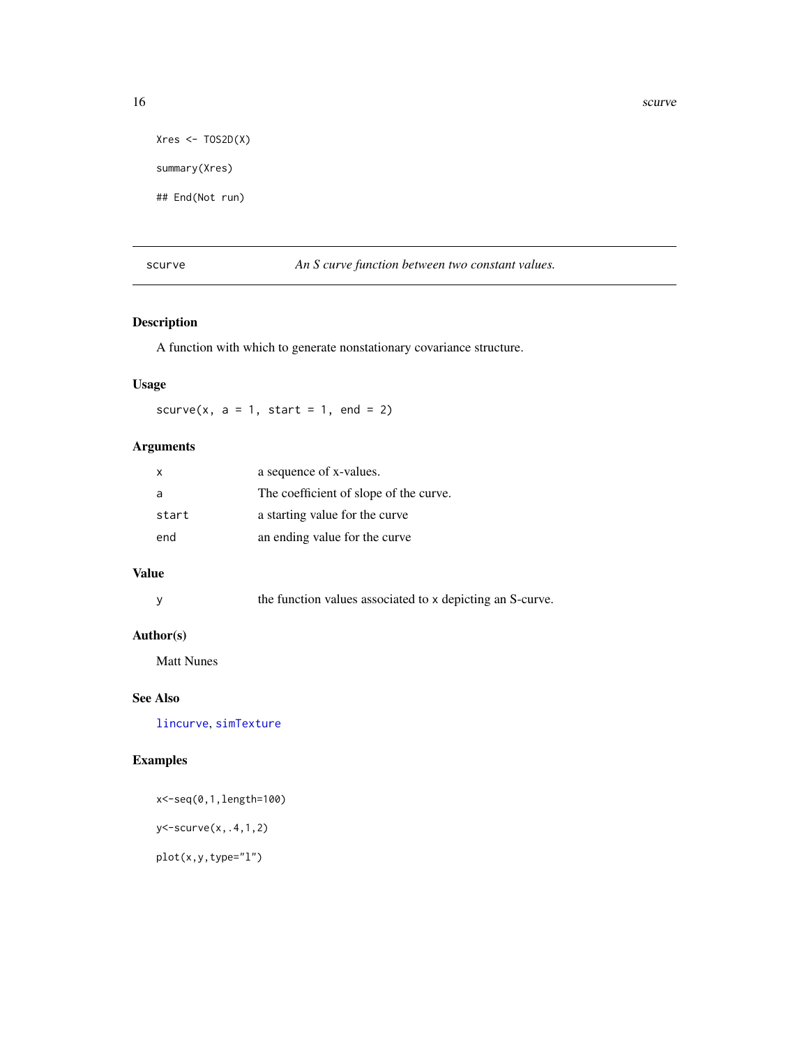```
Xres <- TOS2D(X)

summary(Xres)

## End(Not run)
```

## scurve — *An S curve function between two constant values.*

### Description

A function with which to generate nonstationary covariance structure.

### Usage

```
scurve(x, a = 1, start = 1, end = 2)
```

### Arguments

| | |
|---|---|
| x | a sequence of x-values. |
| a | The coefficient of slope of the curve. |
| start | a starting value for the curve |
| end | an ending value for the curve |

### Value

| | |
|---|---|
| y | the function values associated to x depicting an S-curve. |

### Author(s)

Matt Nunes

### See Also

lincurve, simTexture

### Examples

```
x<-seq(0,1,length=100)

y<-scurve(x,.4,1,2)

plot(x,y,type="l")
```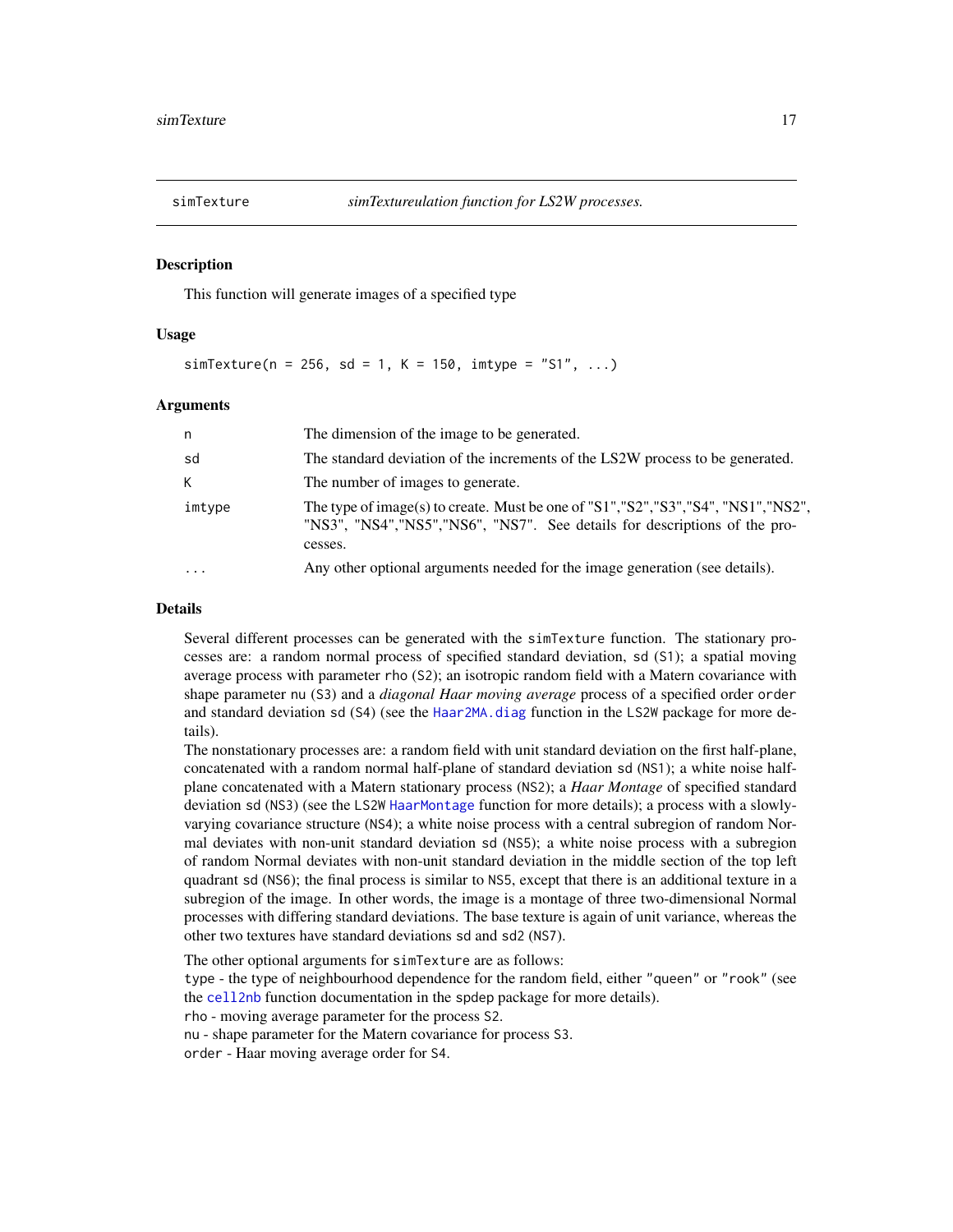## simTexture — *simTextureulation function for LS2W processes.*

### Description

This function will generate images of a specified type

### Usage

```
simTexture(n = 256, sd = 1, K = 150, imtype = "S1", ...)
```

### Arguments

| | |
|---|---|
| `n` | The dimension of the image to be generated. |
| `sd` | The standard deviation of the increments of the LS2W process to be generated. |
| `K` | The number of images to generate. |
| `imtype` | The type of image(s) to create. Must be one of "S1","S2","S3","S4", "NS1","NS2", "NS3", "NS4","NS5","NS6", "NS7". See details for descriptions of the processes. |
| `...` | Any other optional arguments needed for the image generation (see details). |

### Details

Several different processes can be generated with the `simTexture` function. The stationary processes are: a random normal process of specified standard deviation, `sd` (`S1`); a spatial moving average process with parameter `rho` (`S2`); an isotropic random field with a Matern covariance with shape parameter `nu` (`S3`) and a *diagonal Haar moving average* process of a specified order `order` and standard deviation `sd` (`S4`) (see the `Haar2MA.diag` function in the `LS2W` package for more details).

The nonstationary processes are: a random field with unit standard deviation on the first half-plane, concatenated with a random normal half-plane of standard deviation `sd` (`NS1`); a white noise half-plane concatenated with a Matern stationary process (`NS2`); a *Haar Montage* of specified standard deviation `sd` (`NS3`) (see the `LS2W` `HaarMontage` function for more details); a process with a slowly-varying covariance structure (`NS4`); a white noise process with a central subregion of random Normal deviates with non-unit standard deviation `sd` (`NS5`); a white noise process with a subregion of random Normal deviates with non-unit standard deviation in the middle section of the top left quadrant `sd` (`NS6`); the final process is similar to `NS5`, except that there is an additional texture in a subregion of the image. In other words, the image is a montage of three two-dimensional Normal processes with differing standard deviations. The base texture is again of unit variance, whereas the other two textures have standard deviations `sd` and `sd2` (`NS7`).

The other optional arguments for `simTexture` are as follows:
`type` - the type of neighbourhood dependence for the random field, either `"queen"` or `"rook"` (see the `cell2nb` function documentation in the `spdep` package for more details).
`rho` - moving average parameter for the process `S2`.
`nu` - shape parameter for the Matern covariance for process `S3`.
`order` - Haar moving average order for `S4`.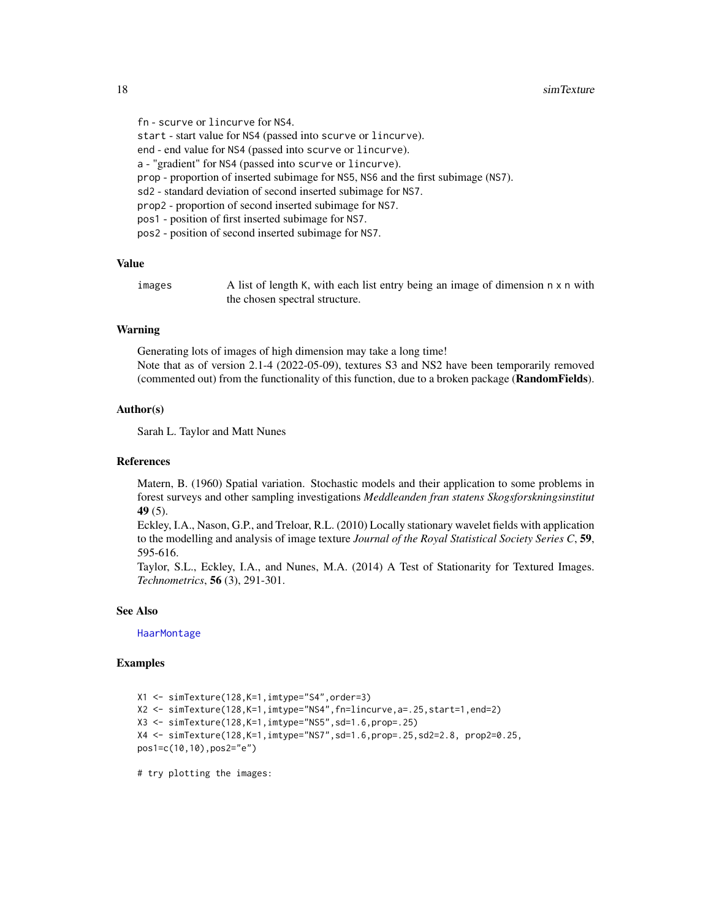fn - `scurve` or `lincurve` for `NS4`.
start - start value for `NS4` (passed into `scurve` or `lincurve`).
end - end value for `NS4` (passed into `scurve` or `lincurve`).
a - "gradient" for `NS4` (passed into `scurve` or `lincurve`).
prop - proportion of inserted subimage for `NS5`, `NS6` and the first subimage (`NS7`).
sd2 - standard deviation of second inserted subimage for `NS7`.
prop2 - proportion of second inserted subimage for `NS7`.
pos1 - position of first inserted subimage for `NS7`.
pos2 - position of second inserted subimage for `NS7`.

## Value

`images` A list of length `K`, with each list entry being an image of dimension `n x n` with the chosen spectral structure.

## Warning

Generating lots of images of high dimension may take a long time!
Note that as of version 2.1-4 (2022-05-09), textures S3 and NS2 have been temporarily removed (commented out) from the functionality of this function, due to a broken package (**RandomFields**).

## Author(s)

Sarah L. Taylor and Matt Nunes

## References

Matern, B. (1960) Spatial variation. Stochastic models and their application to some problems in forest surveys and other sampling investigations *Meddleanden fran statens Skogsforskningsinstitut* **49** (5).
Eckley, I.A., Nason, G.P., and Treloar, R.L. (2010) Locally stationary wavelet fields with application to the modelling and analysis of image texture *Journal of the Royal Statistical Society Series C*, **59**, 595-616.
Taylor, S.L., Eckley, I.A., and Nunes, M.A. (2014) A Test of Stationarity for Textured Images. *Technometrics*, **56** (3), 291-301.

## See Also

HaarMontage

## Examples

```
X1 <- simTexture(128,K=1,imtype="S4",order=3)
X2 <- simTexture(128,K=1,imtype="NS4",fn=lincurve,a=.25,start=1,end=2)
X3 <- simTexture(128,K=1,imtype="NS5",sd=1.6,prop=.25)
X4 <- simTexture(128,K=1,imtype="NS7",sd=1.6,prop=.25,sd2=2.8, prop2=0.25,
pos1=c(10,10),pos2="e")

# try plotting the images:
```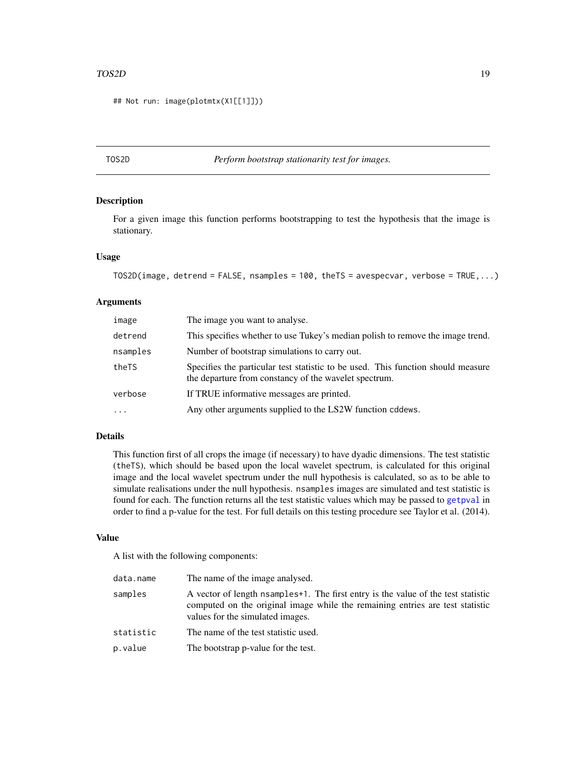```
## Not run: image(plotmtx(X1[[1]]))
```

## TOS2D — *Perform bootstrap stationarity test for images.*

### Description

For a given image this function performs bootstrapping to test the hypothesis that the image is stationary.

### Usage

```
TOS2D(image, detrend = FALSE, nsamples = 100, theTS = avespecvar, verbose = TRUE,...)
```

### Arguments

| | |
|---|---|
| `image` | The image you want to analyse. |
| `detrend` | This specifies whether to use Tukey's median polish to remove the image trend. |
| `nsamples` | Number of bootstrap simulations to carry out. |
| `theTS` | Specifies the particular test statistic to be used. This function should measure the departure from constancy of the wavelet spectrum. |
| `verbose` | If TRUE informative messages are printed. |
| `...` | Any other arguments supplied to the LS2W function `cddews`. |

### Details

This function first of all crops the image (if necessary) to have dyadic dimensions. The test statistic (`theTS`), which should be based upon the local wavelet spectrum, is calculated for this original image and the local wavelet spectrum under the null hypothesis is calculated, so as to be able to simulate realisations under the null hypothesis. `nsamples` images are simulated and test statistic is found for each. The function returns all the test statistic values which may be passed to `getpval` in order to find a p-value for the test. For full details on this testing procedure see Taylor et al. (2014).

### Value

A list with the following components:

| | |
|---|---|
| `data.name` | The name of the image analysed. |
| `samples` | A vector of length `nsamples+1`. The first entry is the value of the test statistic computed on the original image while the remaining entries are test statistic values for the simulated images. |
| `statistic` | The name of the test statistic used. |
| `p.value` | The bootstrap p-value for the test. |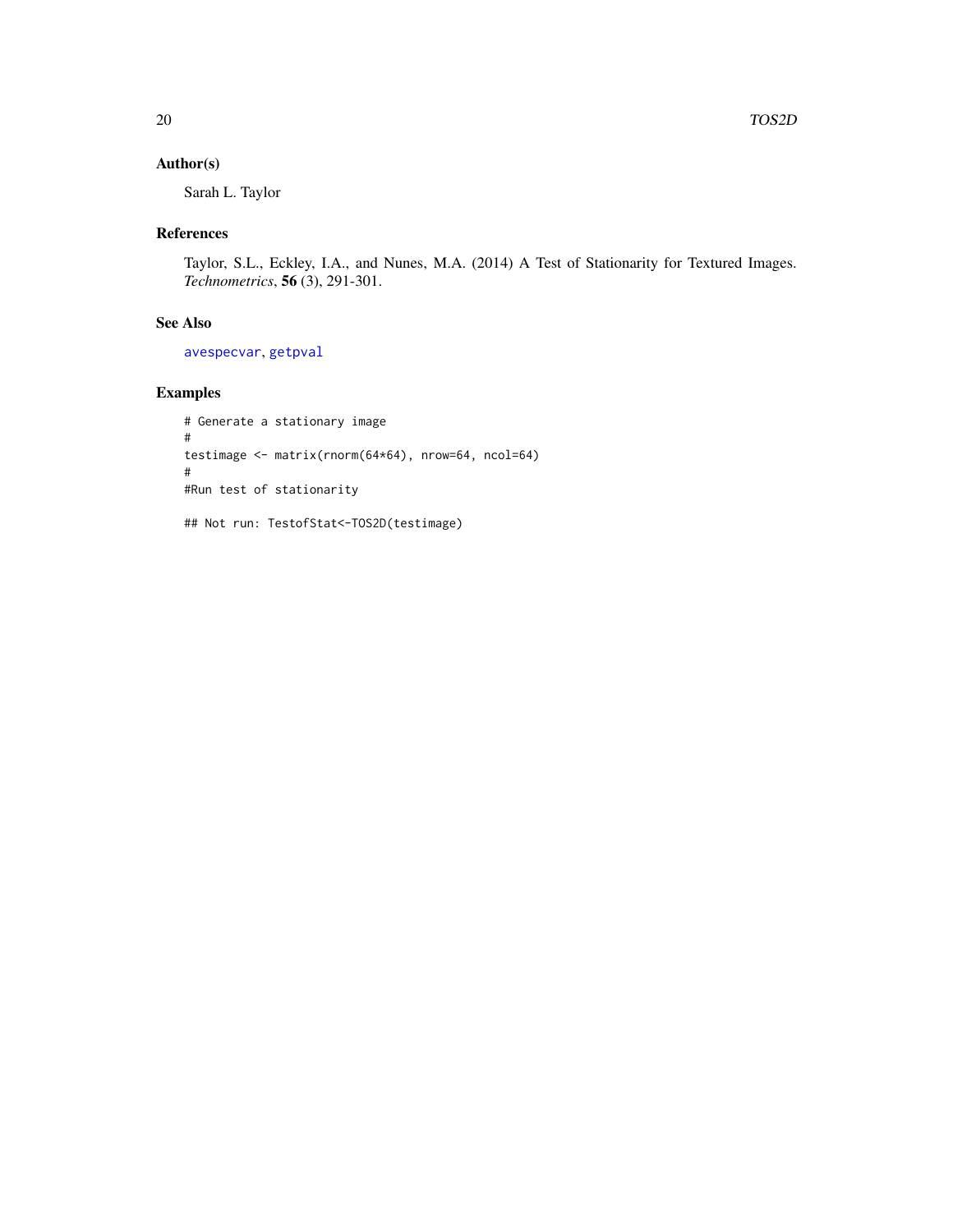## Author(s)

Sarah L. Taylor

## References

Taylor, S.L., Eckley, I.A., and Nunes, M.A. (2014) A Test of Stationarity for Textured Images. *Technometrics*, **56** (3), 291-301.

## See Also

avespecvar, getpval

## Examples

```
# Generate a stationary image
#
testimage <- matrix(rnorm(64*64), nrow=64, ncol=64)
#
#Run test of stationarity

## Not run: TestofStat<-TOS2D(testimage)
```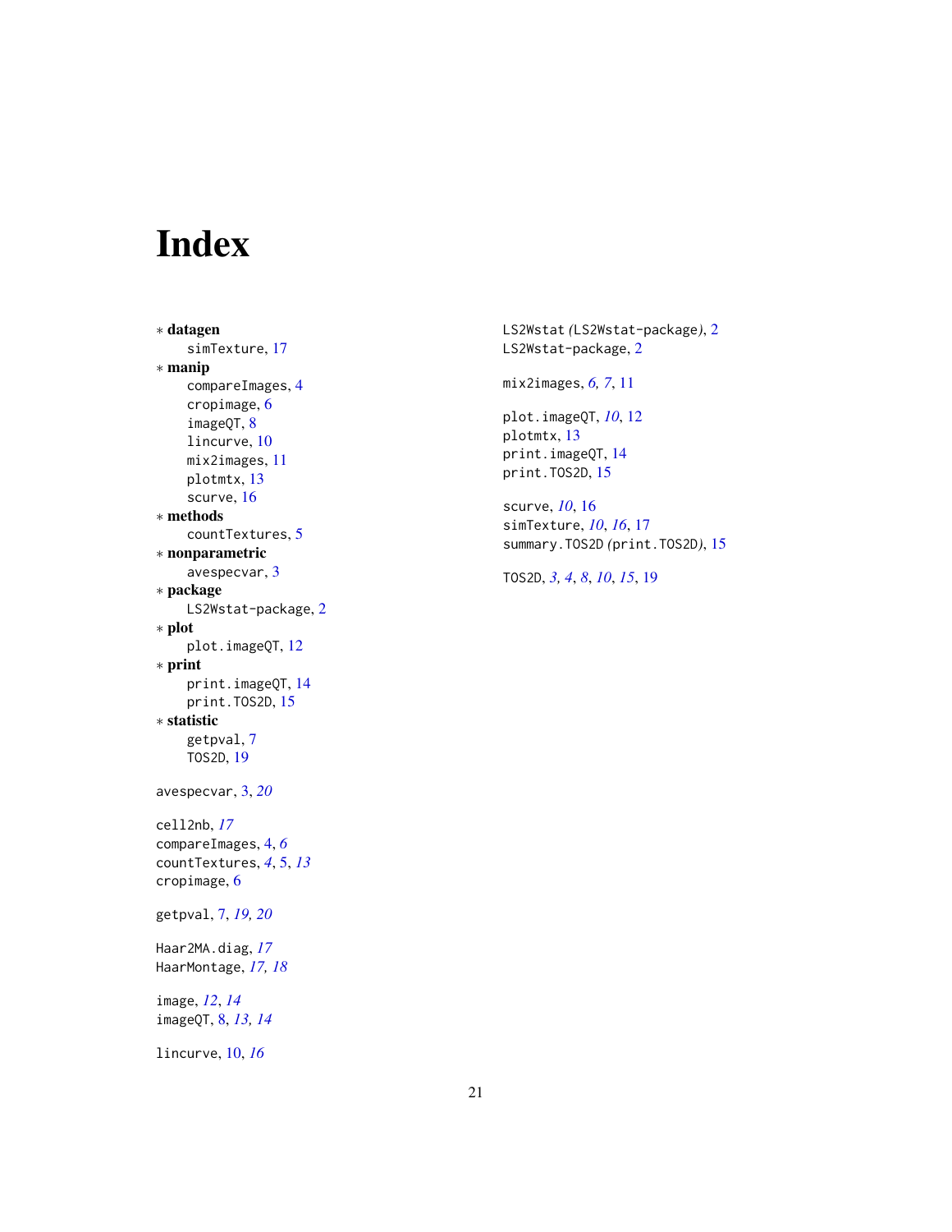# Index

* **datagen**
  - simTexture, 17
* **manip**
  - compareImages, 4
  - cropimage, 6
  - imageQT, 8
  - lincurve, 10
  - mix2images, 11
  - plotmtx, 13
  - scurve, 16
* **methods**
  - countTextures, 5
* **nonparametric**
  - avespecvar, 3
* **package**
  - LS2Wstat-package, 2
* **plot**
  - plot.imageQT, 12
* **print**
  - print.imageQT, 14
  - print.TOS2D, 15
* **statistic**
  - getpval, 7
  - TOS2D, 19

avespecvar, 3, *20*

cell2nb, *17*
compareImages, 4, *6*
countTextures, *4*, 5, *13*
cropimage, 6

getpval, 7, *19, 20*

Haar2MA.diag, *17*
HaarMontage, *17, 18*

image, *12*, *14*
imageQT, 8, *13, 14*

lincurve, 10, *16*

LS2Wstat *(*LS2Wstat-package*)*, 2
LS2Wstat-package, 2

mix2images, *6, 7*, 11

plot.imageQT, *10*, 12
plotmtx, 13
print.imageQT, 14
print.TOS2D, 15

scurve, *10*, 16
simTexture, *10*, *16*, 17
summary.TOS2D *(*print.TOS2D*)*, 15

TOS2D, *3, 4*, *8*, *10*, *15*, 19